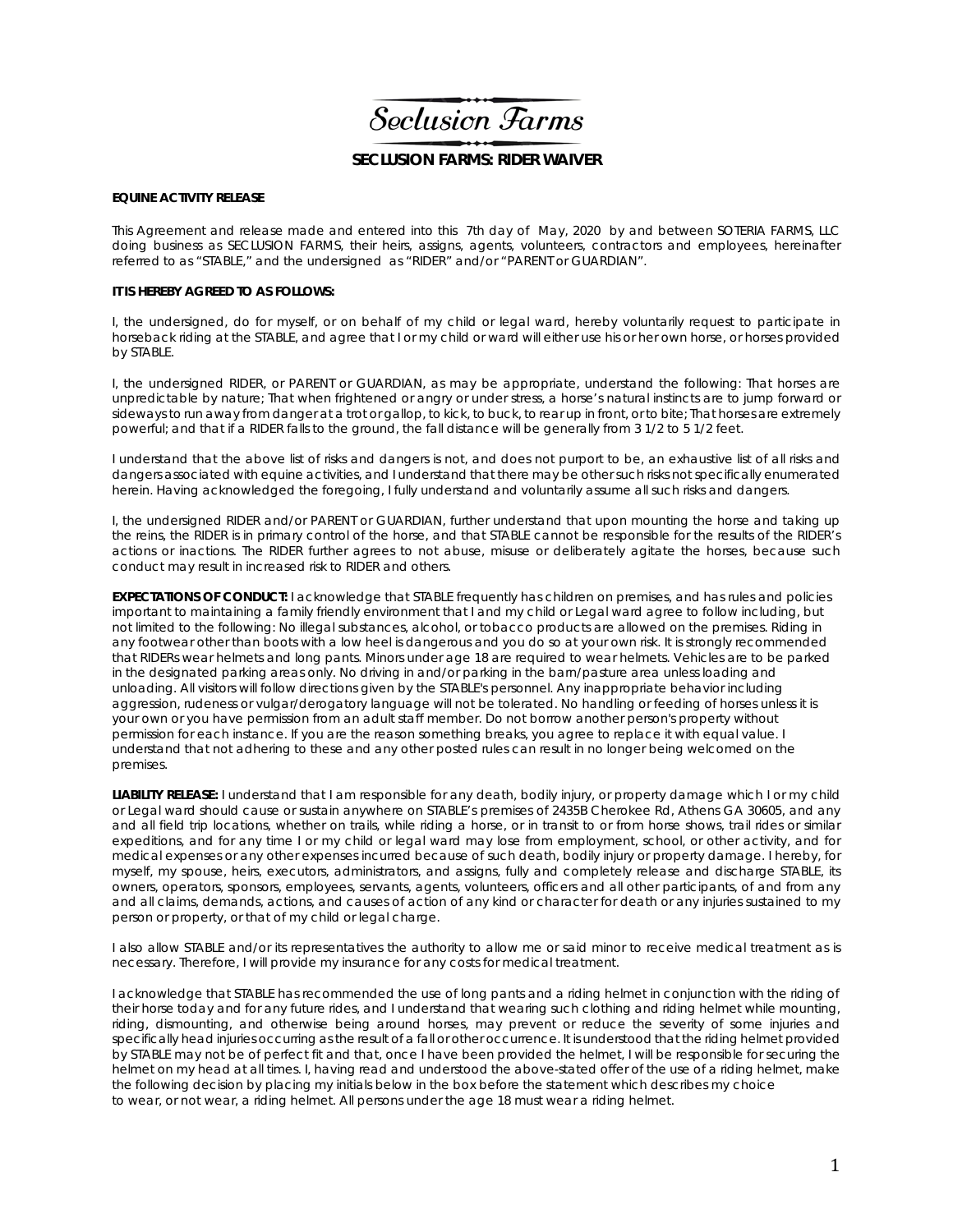# Seclusion Farms

## SECLUSION FARMS: RIDER WAIVER

**EQUINE ACTIVITY RELEASE**

This Agreement and release made and entered into this 7th day of May, 2020 by and between SOTERIA FARMS, LLC doing business as SECLUSION FARMS, their heirs, assigns, agents, volunteers, contractors and employees, hereinafter referred to as “STABLE,” and the undersigned as “RIDER” and/or “PARENT or GUARDIAN”.

**IT IS HEREBY AGREED TO AS FOLLOWS:**

I, the undersigned, do for myself, or on behalf of my child or legal ward, hereby voluntarily request to participate in horseback riding at the STABLE, and agree that I or my child or ward will either use his or her own horse, or horses provided by STABLE.

I, the undersigned RIDER, or PARENT or GUARDIAN, as may be appropriate, understand the following: That horses are unpredictable by nature; That when frightened or angry or under stress, a horse’s natural instincts are to jump forward or sideways to run away from danger at a trot or gallop, to kick, to buck, to rear up in front, or to bite; That horses are extremely powerful; and that if a RIDER falls to the ground, the fall distance will be generally from 3 1/2 to 5 1/2 feet.

I understand that the above list of risks and dangers is not, and does not purport to be, an exhaustive list of all risks and dangers associated with equine activities, and I understand that there may be other such risks not specifically enumerated herein. Having acknowledged the foregoing, I fully understand and voluntarily assume all such risks and dangers.

I, the undersigned RIDER and/or PARENT or GUARDIAN, further understand that upon mounting the horse and taking up the reins, the RIDER is in primary control of the horse, and that STABLE cannot be responsible for the results of the RIDER’s actions or inactions. The RIDER further agrees to not abuse, misuse or deliberately agitate the horses, because such conduct may result in increased risk to RIDER and others.

**EXPECTATIONS OF CONDUCT:** I acknowledge that STABLE frequently has children on premises, and has rules and policies important to maintaining a family friendly environment that I and my child or Legal ward agree to follow including, but not limited to the following: No illegal substances, alcohol, or tobacco products are allowed on the premises. Riding in any footwear other than boots with a low heel is dangerous and you do so at your own risk. It is strongly recommended that RIDERs wear helmets and long pants. Minors under age 18 are required to wear helmets. Vehicles are to be parked in the designated parking areas only. No driving in and/or parking in the barn/pasture area unless loading and unloading. All visitors will follow directions given by the STABLE's personnel. Any inappropriate behavior including aggression, rudeness or vulgar/derogatory language will not be tolerated. No handling or feeding of horses unless it is your own or you have permission from an adult staff member. Do not borrow another person's property without permission for each instance. If you are the reason something breaks, you agree to replace it with equal value. I understand that not adhering to these and any other posted rules can result in no longer being welcomed on the premises.

**LIABILITY RELEASE:** I understand that I am responsible for any death, bodily injury, or property damage which I or my child or Legal ward should cause or sustain anywhere on STABLE’s premises of 2435B Cherokee Rd, Athens GA 30605, and any and all field trip locations, whether on trails, while riding a horse, or in transit to or from horse shows, trail rides or similar expeditions, and for any time I or my child or legal ward may lose from employment, school, or other activity, and for medical expenses or any other expenses incurred because of such death, bodily injury or property damage. I hereby, for myself, my spouse, heirs, executors, administrators, and assigns, fully and completely release and discharge STABLE, its owners, operators, sponsors, employees, servants, agents, volunteers, officers and all other participants, of and from any and all claims, demands, actions, and causes of action of any kind or character for death or any injuries sustained to my person or property, or that of my child or legal charge.

I also allow STABLE and/or its representatives the authority to allow me or said minor to receive medical treatment as is necessary. Therefore, I will provide my insurance for any costs for medical treatment.

I acknowledge that STABLE has recommended the use of long pants and a riding helmet in conjunction with the riding of their horse today and for any future rides, and I understand that wearing such clothing and riding helmet while mounting, riding, dismounting, and otherwise being around horses, may prevent or reduce the severity of some injuries and specifically head injuries occurring as the result of a fall or other occurrence. It is understood that the riding helmet provided by STABLE may not be of perfect fit and that, once I have been provided the helmet, I will be responsible for securing the helmet on my head at all times. I, having read and understood the above-stated offer of the use of a riding helmet, make the following decision by placing my initials below in the box before the statement which describes my choice to wear, or not wear, a riding helmet. All persons under the age 18 must wear a riding helmet.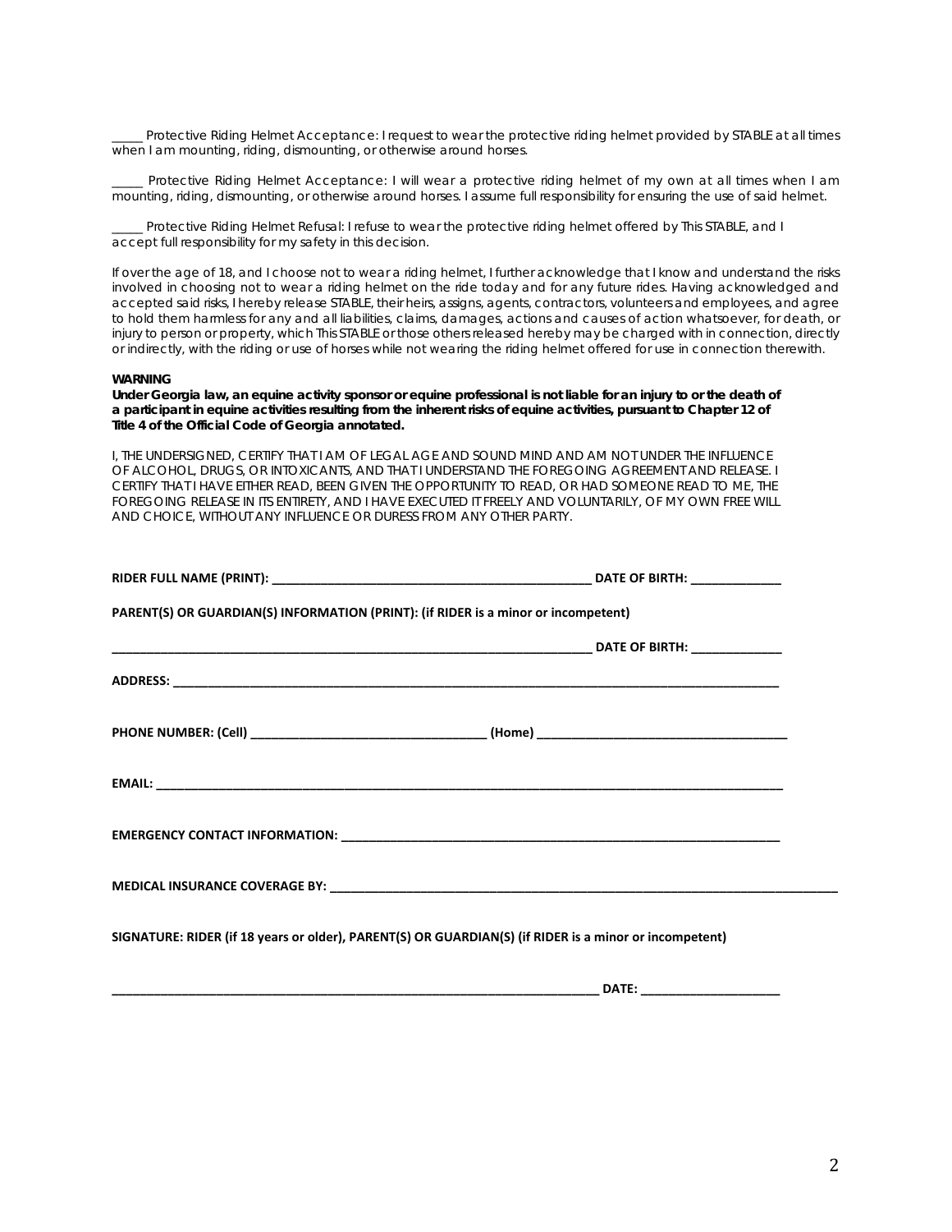_____ Protective Riding Helmet Acceptance: I request to wear the protective riding helmet provided by STABLE at all times when I am mounting, riding, dismounting, or otherwise around horses.

_____ Protective Riding Helmet Acceptance: I will wear a protective riding helmet of my own at all times when I am mounting, riding, dismounting, or otherwise around horses. I assume full responsibility for ensuring the use of said helmet.

_____ Protective Riding Helmet Refusal: I refuse to wear the protective riding helmet offered by This STABLE, and I accept full responsibility for my safety in this decision.

If over the age of 18, and I choose not to wear a riding helmet, I further acknowledge that I know and understand the risks involved in choosing not to wear a riding helmet on the ride today and for any future rides. Having acknowledged and accepted said risks, I hereby release STABLE, their heirs, assigns, agents, contractors, volunteers and employees, and agree to hold them harmless for any and all liabilities, claims, damages, actions and causes of action whatsoever, for death, or injury to person or property, which This STABLE or those others released hereby may be charged with in connection, directly or indirectly, with the riding or use of horses while not wearing the riding helmet offered for use in connection therewith.

**WARNING**
**Under Georgia law, an equine activity sponsor or equine professional is not liable for an injury to or the death of a participant in equine activities resulting from the inherent risks of equine activities, pursuant to Chapter 12 of Title 4 of the Official Code of Georgia annotated.**

I, THE UNDERSIGNED, CERTIFY THAT I AM OF LEGAL AGE AND SOUND MIND AND AM NOT UNDER THE INFLUENCE OF ALCOHOL, DRUGS, OR INTOXICANTS, AND THAT I UNDERSTAND THE FOREGOING AGREEMENT AND RELEASE. I CERTIFY THAT I HAVE EITHER READ, BEEN GIVEN THE OPPORTUNITY TO READ, OR HAD SOMEONE READ TO ME, THE FOREGOING RELEASE IN ITS ENTIRETY, AND I HAVE EXECUTED IT FREELY AND VOLUNTARILY, OF MY OWN FREE WILL AND CHOICE, WITHOUT ANY INFLUENCE OR DURESS FROM ANY OTHER PARTY.

**RIDER FULL NAME (PRINT): ________________________________________________ DATE OF BIRTH: _____________**

**PARENT(S) OR GUARDIAN(S) INFORMATION (PRINT): (if RIDER is a minor or incompetent)**

**_______________________________________________________________________ DATE OF BIRTH: _____________**

**ADDRESS: ___________________________________________________________________________________________**

**PHONE NUMBER: (Cell) ___________________________________ (Home) _____________________________________**

**EMAIL: _____________________________________________________________________________________________**

**EMERGENCY CONTACT INFORMATION: ___________________________________________________________________**

**MEDICAL INSURANCE COVERAGE BY: _____________________________________________________________________________**

**SIGNATURE: RIDER (if 18 years or older), PARENT(S) OR GUARDIAN(S) (if RIDER is a minor or incompetent)**

**_______________________________________________________________________ DATE: ____________________**